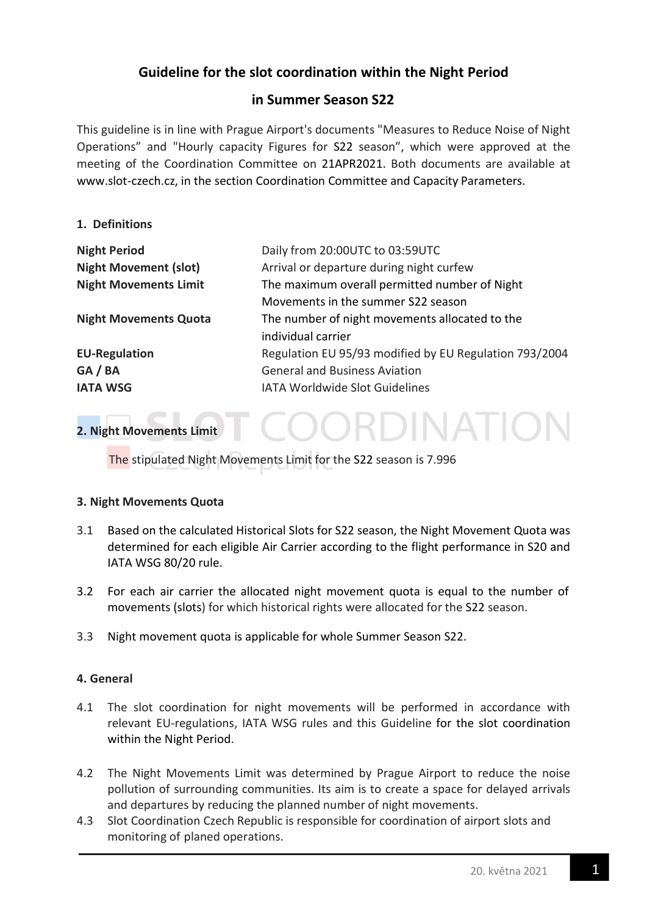# Guideline for the slot coordination within the Night Period

# in Summer Season S22

This guideline is in line with Prague Airport's documents "Measures to Reduce Noise of Night Operations" and "Hourly capacity Figures for S22 season", which were approved at the meeting of the Coordination Committee on 21APR2021. Both documents are available at www.slot-czech.cz, in the section Coordination Committee and Capacity Parameters.

## 1. Definitions

| | |
|---|---|
| **Night Period** | Daily from 20:00UTC to 03:59UTC |
| **Night Movement (slot)** | Arrival or departure during night curfew |
| **Night Movements Limit** | The maximum overall permitted number of Night Movements in the summer S22 season |
| **Night Movements Quota** | The number of night movements allocated to the individual carrier |
| **EU-Regulation** | Regulation EU 95/93 modified by EU Regulation 793/2004 |
| **GA / BA** | General and Business Aviation |
| **IATA WSG** | IATA Worldwide Slot Guidelines |

## 2. Night Movements Limit

The stipulated Night Movements Limit for the S22 season is 7.996

## 3. Night Movements Quota

3.1 Based on the calculated Historical Slots for S22 season, the Night Movement Quota was determined for each eligible Air Carrier according to the flight performance in S20 and IATA WSG 80/20 rule.

3.2 For each air carrier the allocated night movement quota is equal to the number of movements (slots) for which historical rights were allocated for the S22 season.

3.3 Night movement quota is applicable for whole Summer Season S22.

## 4. General

4.1 The slot coordination for night movements will be performed in accordance with relevant EU-regulations, IATA WSG rules and this Guideline for the slot coordination within the Night Period.

4.2 The Night Movements Limit was determined by Prague Airport to reduce the noise pollution of surrounding communities. Its aim is to create a space for delayed arrivals and departures by reducing the planned number of night movements.

4.3 Slot Coordination Czech Republic is responsible for coordination of airport slots and monitoring of planed operations.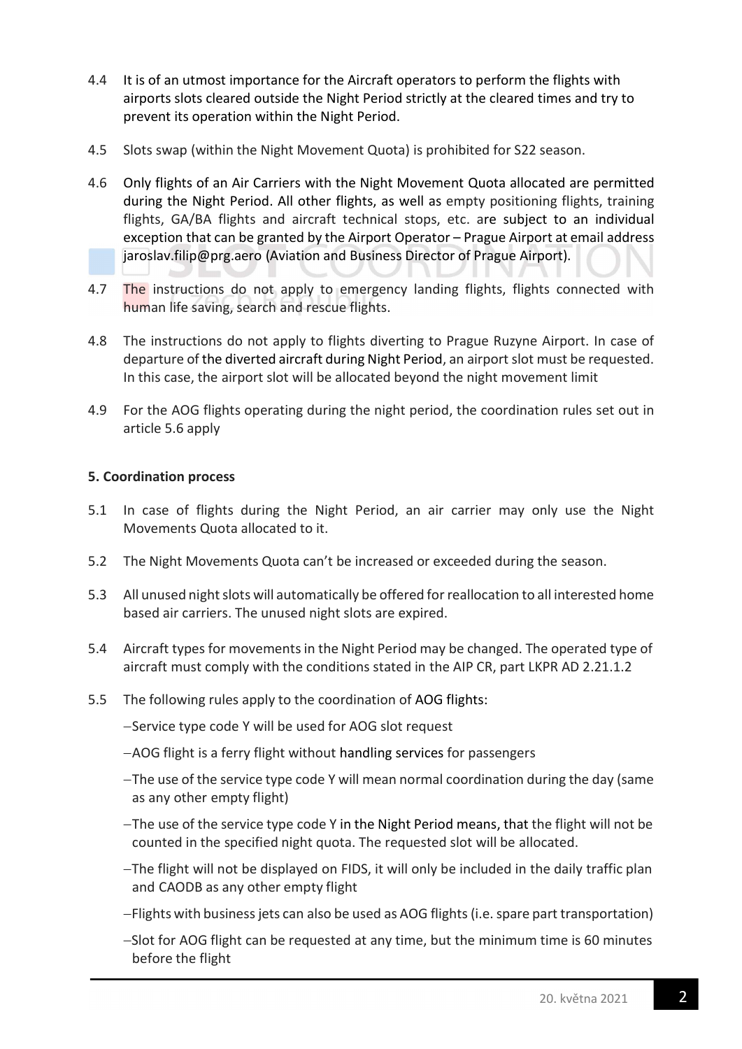4.4 It is of an utmost importance for the Aircraft operators to perform the flights with airports slots cleared outside the Night Period strictly at the cleared times and try to prevent its operation within the Night Period.

4.5 Slots swap (within the Night Movement Quota) is prohibited for S22 season.

4.6 Only flights of an Air Carriers with the Night Movement Quota allocated are permitted during the Night Period. All other flights, as well as empty positioning flights, training flights, GA/BA flights and aircraft technical stops, etc. are subject to an individual exception that can be granted by the Airport Operator – Prague Airport at email address jaroslav.filip@prg.aero (Aviation and Business Director of Prague Airport).

4.7 The instructions do not apply to emergency landing flights, flights connected with human life saving, search and rescue flights.

4.8 The instructions do not apply to flights diverting to Prague Ruzyne Airport. In case of departure of the diverted aircraft during Night Period, an airport slot must be requested. In this case, the airport slot will be allocated beyond the night movement limit

4.9 For the AOG flights operating during the night period, the coordination rules set out in article 5.6 apply

**5. Coordination process**

5.1 In case of flights during the Night Period, an air carrier may only use the Night Movements Quota allocated to it.

5.2 The Night Movements Quota can't be increased or exceeded during the season.

5.3 All unused night slots will automatically be offered for reallocation to all interested home based air carriers. The unused night slots are expired.

5.4 Aircraft types for movements in the Night Period may be changed. The operated type of aircraft must comply with the conditions stated in the AIP CR, part LKPR AD 2.21.1.2

5.5 The following rules apply to the coordination of AOG flights:

- Service type code Y will be used for AOG slot request
- AOG flight is a ferry flight without handling services for passengers
- The use of the service type code Y will mean normal coordination during the day (same as any other empty flight)
- The use of the service type code Y in the Night Period means, that the flight will not be counted in the specified night quota. The requested slot will be allocated.
- The flight will not be displayed on FIDS, it will only be included in the daily traffic plan and CAODB as any other empty flight
- Flights with business jets can also be used as AOG flights (i.e. spare part transportation)
- Slot for AOG flight can be requested at any time, but the minimum time is 60 minutes before the flight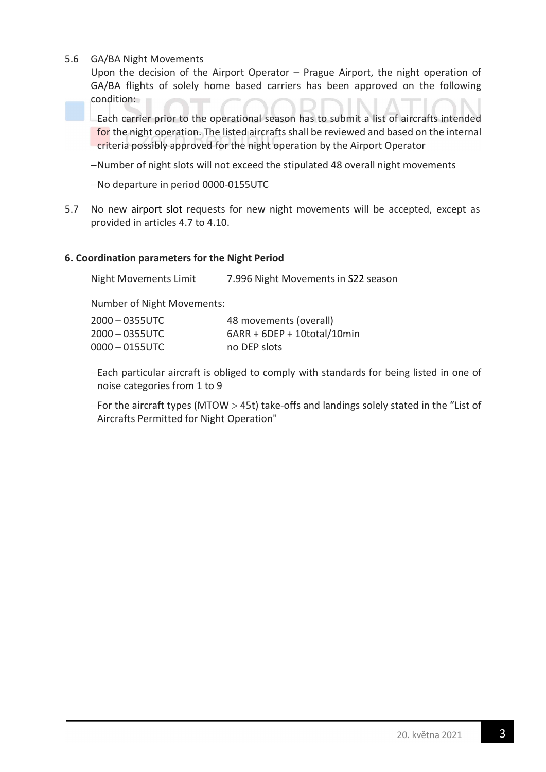5.6 GA/BA Night Movements

Upon the decision of the Airport Operator – Prague Airport, the night operation of GA/BA flights of solely home based carriers has been approved on the following condition:

- Each carrier prior to the operational season has to submit a list of aircrafts intended for the night operation. The listed aircrafts shall be reviewed and based on the internal criteria possibly approved for the night operation by the Airport Operator
- Number of night slots will not exceed the stipulated 48 overall night movements
- No departure in period 0000-0155UTC

5.7 No new airport slot requests for new night movements will be accepted, except as provided in articles 4.7 to 4.10.

## 6. Coordination parameters for the Night Period

Night Movements Limit 7.996 Night Movements in S22 season

Number of Night Movements:

| | |
|---|---|
| 2000 – 0355UTC | 48 movements (overall) |
| 2000 – 0355UTC | 6ARR + 6DEP + 10total/10min |
| 0000 – 0155UTC | no DEP slots |

- Each particular aircraft is obliged to comply with standards for being listed in one of noise categories from 1 to 9
- For the aircraft types (MTOW > 45t) take-offs and landings solely stated in the "List of Aircrafts Permitted for Night Operation"